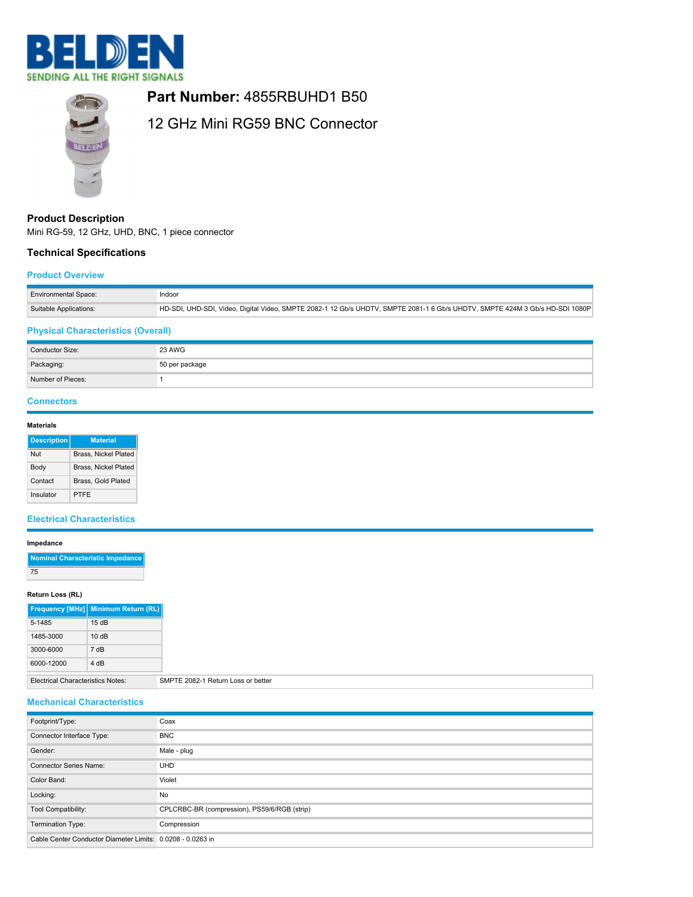BELDEN
SENDING ALL THE RIGHT SIGNALS

# **Part Number:** 4855RBUHD1 B50

## 12 GHz Mini RG59 BNC Connector

### Product Description

Mini RG-59, 12 GHz, UHD, BNC, 1 piece connector

### Technical Specifications

#### Product Overview

| | |
|---|---|
| Environmental Space: | Indoor |
| Suitable Applications: | HD-SDI, UHD-SDI, Video, Digital Video, SMPTE 2082-1 12 Gb/s UHDTV, SMPTE 2081-1 6 Gb/s UHDTV, SMPTE 424M 3 Gb/s HD-SDI 1080P |

#### Physical Characteristics (Overall)

| | |
|---|---|
| Conductor Size: | 23 AWG |
| Packaging: | 50 per package |
| Number of Pieces: | 1 |

#### Connectors

**Materials**

| Description | Material |
|---|---|
| Nut | Brass, Nickel Plated |
| Body | Brass, Nickel Plated |
| Contact | Brass, Gold Plated |
| Insulator | PTFE |

#### Electrical Characteristics

**Impedance**

| Nominal Characteristic Impedance |
|---|
| 75 |

**Return Loss (RL)**

| Frequency [MHz] | Minimum Return (RL) |
|---|---|
| 5-1485 | 15 dB |
| 1485-3000 | 10 dB |
| 3000-6000 | 7 dB |
| 6000-12000 | 4 dB |

| | |
|---|---|
| Electrical Characteristics Notes: | SMPTE 2082-1 Return Loss or better |

#### Mechanical Characteristics

| | |
|---|---|
| Footprint/Type: | Coax |
| Connector Interface Type: | BNC |
| Gender: | Male - plug |
| Connector Series Name: | UHD |
| Color Band: | Violet |
| Locking: | No |
| Tool Compatibility: | CPLCRBC-BR (compression), PS59/6/RGB (strip) |
| Termination Type: | Compression |
| Cable Center Conductor Diameter Limits: | 0.0208 - 0.0263 in |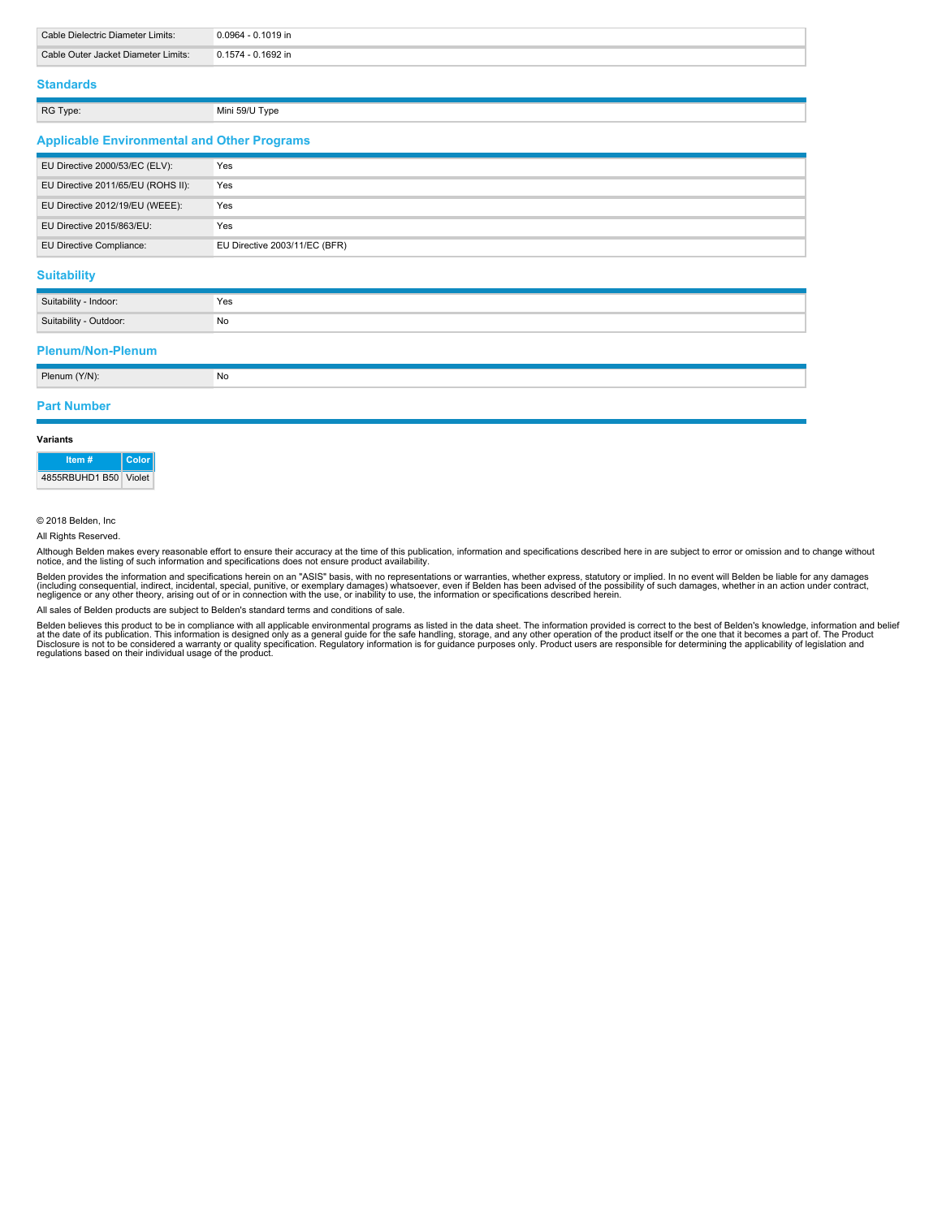| | |
|---|---|
| Cable Dielectric Diameter Limits: | 0.0964 - 0.1019 in |
| Cable Outer Jacket Diameter Limits: | 0.1574 - 0.1692 in |

## Standards

| | |
|---|---|
| RG Type: | Mini 59/U Type |

## Applicable Environmental and Other Programs

| | |
|---|---|
| EU Directive 2000/53/EC (ELV): | Yes |
| EU Directive 2011/65/EU (ROHS II): | Yes |
| EU Directive 2012/19/EU (WEEE): | Yes |
| EU Directive 2015/863/EU: | Yes |
| EU Directive Compliance: | EU Directive 2003/11/EC (BFR) |

## Suitability

| | |
|---|---|
| Suitability - Indoor: | Yes |
| Suitability - Outdoor: | No |

## Plenum/Non-Plenum

| | |
|---|---|
| Plenum (Y/N): | No |

## Part Number

**Variants**

| Item # | Color |
|---|---|
| 4855RBUHD1 B50 | Violet |

© 2018 Belden, Inc

All Rights Reserved.

Although Belden makes every reasonable effort to ensure their accuracy at the time of this publication, information and specifications described here in are subject to error or omission and to change without notice, and the listing of such information and specifications does not ensure product availability.

Belden provides the information and specifications herein on an "ASIS" basis, with no representations or warranties, whether express, statutory or implied. In no event will Belden be liable for any damages (including consequential, indirect, incidental, special, punitive, or exemplary damages) whatsoever, even if Belden has been advised of the possibility of such damages, whether in an action under contract, negligence or any other theory, arising out of or in connection with the use, or inability to use, the information or specifications described herein.

All sales of Belden products are subject to Belden's standard terms and conditions of sale.

Belden believes this product to be in compliance with all applicable environmental programs as listed in the data sheet. The information provided is correct to the best of Belden's knowledge, information and belief at the date of its publication. This information is designed only as a general guide for the safe handling, storage, and any other operation of the product itself or the one that it becomes a part of. The Product Disclosure is not to be considered a warranty or quality specification. Regulatory information is for guidance purposes only. Product users are responsible for determining the applicability of legislation and regulations based on their individual usage of the product.